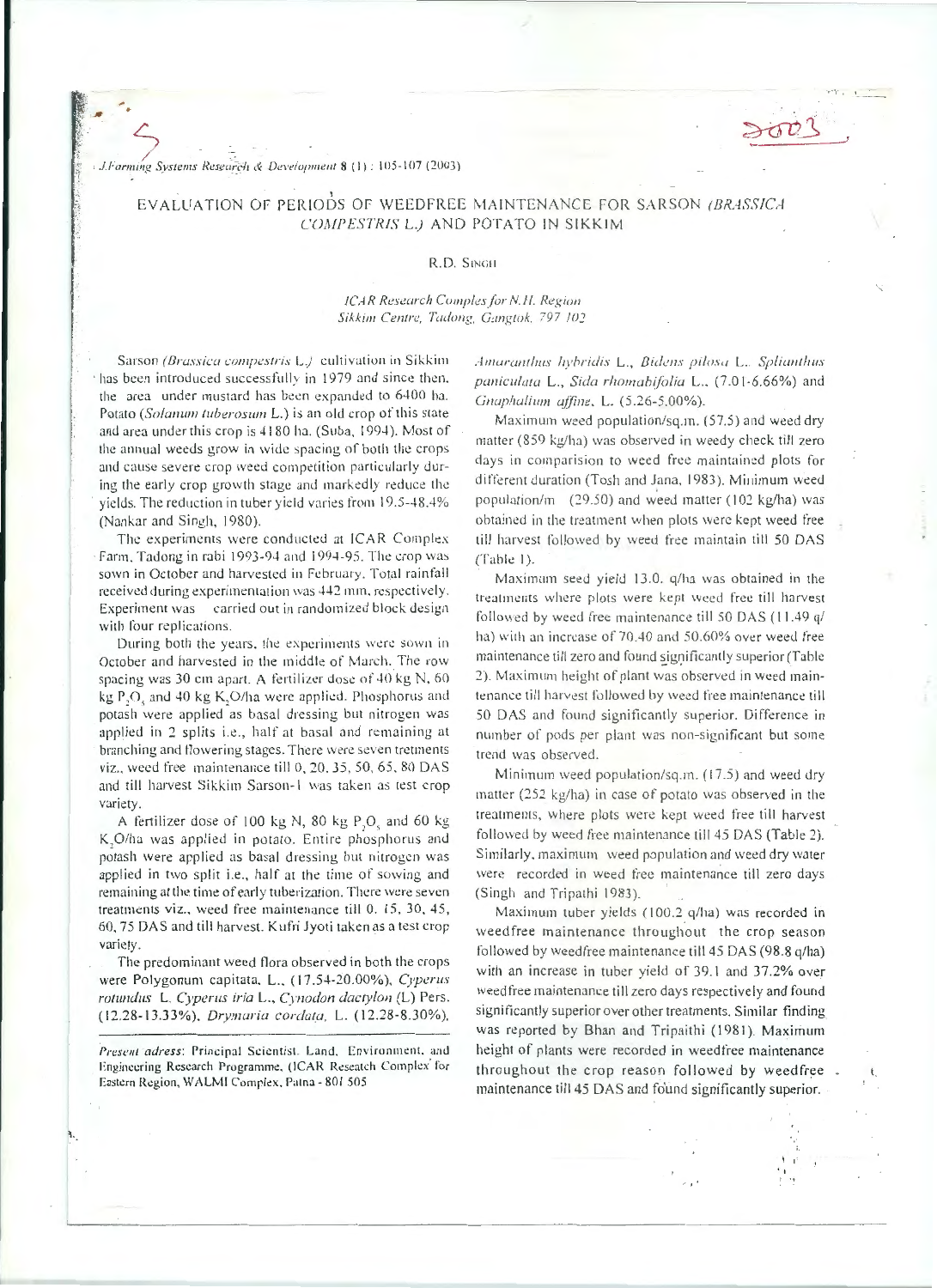# EVALUATION OF PERIODS OF WEEDFREE MAINTENANCE FOR SARSON *(BRASSICA COMPESTRIS* L.) AND POTATO IN SIKKIM

R.D. Singh

*ICAR Research Complex for N.H. Region Sikkim Centre, Tadong, Gangtok, 797 102*

Sarson *(Brassica compestris* L.) cultivation in Sikkim has been introduced successfully in 1979 and since then, the area under mustard has been expanded to 6400 ha. Potato (*Solanum tuberosum* L.) is an old crop of this state and area under this crop is 4180 ha. (Suba, 1994). Most of the annual weeds grow in wide spacing of both the crops and cause severe crop weed competition particularly during the early crop growth stage and markedly reduce the yields. The reduction in tuber yield varies from 19.5-48.4% (Nankar and Singh, 1980).

The experiments were conducted at ICAR Complex Farm, Tadong in rabi 1993-94 and 1994-95. The crop was sown in October and harvested in February. Total rainfall received during experimentation was 442 mm, respectively. Experiment was carried out in randomized block design with four replications.

During both the years, the experiments were sown in October and harvested in the middle of March. The row spacing was 30 cm apart. A fertilizer dose of 40 kg N, 60 kg $P_2O_5$ and 40 kg $K_2O$/ha were applied. Phosphorus and potash were applied as basal dressing but nitrogen was applied in 2 splits i.e., half at basal and remaining at branching and flowering stages. There were seven tretments viz., weed free maintenance till 0, 20, 35, 50, 65, 80 DAS and till harvest Sikkim Sarson-1 was taken as test crop variety.

A fertilizer dose of 100 kg N, 80 kg $P_2O_5$ and 60 kg $K_2O$/ha was applied in potato. Entire phosphorus and potash were applied as basal dressing but nitrogen was applied in two split i.e., half at the time of sowing and remaining at the time of early tuberization. There were seven treatments viz., weed free maintenance till 0, 15, 30, 45, 60, 75 DAS and till harvest. Kufri Jyoti taken as a test crop variety.

The predominant weed flora observed in both the crops were Polygonum capitata, L., (17.54-20.00%), *Cyperus rotundus* L. *Cyperus iria* L., *Cynodon dactylon* (L) Pers. (12.28-13.33%), *Drymaria cordata*, L. (12.28-8.30%), *Amaranthus hybridis* L., *Bidens pilosa* L., *Splianthus paniculata* L., *Sida rhomabifolia* L., (7.01-6.66%) and *Gnaphalium affine*, L. (5.26-5.00%).

Maximum weed population/sq.m. (57.5) and weed dry matter (859 kg/ha) was observed in weedy check till zero days in comparision to weed free maintained plots for different duration (Tosh and Jana, 1983). Minimum weed population/m (29.50) and weed matter (102 kg/ha) was obtained in the treatment when plots were kept weed free till harvest followed by weed free maintain till 50 DAS (Table 1).

Maximum seed yield 13.0. q/ha was obtained in the treatments where plots were kept weed free till harvest followed by weed free maintenance till 50 DAS (11.49 q/ha) with an increase of 70.40 and 50.60% over weed free maintenance till zero and found significantly superior (Table 2). Maximum height of plant was observed in weed maintenance till harvest followed by weed free maintenance till 50 DAS and found significantly superior. Difference in number of pods per plant was non-significant but some trend was observed.

Minimum weed population/sq.m. (17.5) and weed dry matter (252 kg/ha) in case of potato was observed in the treatments, where plots were kept weed free till harvest followed by weed free maintenance till 45 DAS (Table 2). Similarly, maximum weed population and weed dry water were recorded in weed free maintenance till zero days (Singh and Tripathi 1983).

Maximum tuber yields (100.2 q/ha) was recorded in weedfree maintenance throughout the crop season followed by weedfree maintenance till 45 DAS (98.8 q/ha) with an increase in tuber yield of 39.1 and 37.2% over weedfree maintenance till zero days respectively and found significantly superior over other treatments. Similar finding was reported by Bhan and Tripaithi (1981). Maximum height of plants were recorded in weedfree maintenance throughout the crop reason followed by weedfree maintenance till 45 DAS and found significantly superior.

---

*Present adress*: Principal Scientist, Land, Environment, and Engineering Research Programme, (ICAR Reseatch Complex for Eastern Region, WALMI Complex, Patna - 801 505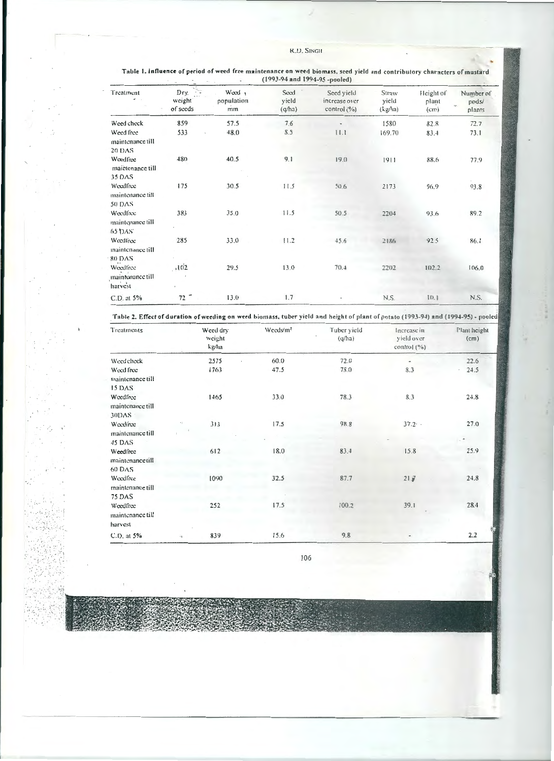**Table 1. Influence of period of weed free maintenance on weed biomass, seed yield and contributory characters of mustard (1993-94 and 1994-95 -pooled)**

| Treatment | Dry weight of seeds | Weed population mm | Seed yield (q/ha) | Seed yield increase over control (%) | Straw yield (kg/ha) | Height of plant (cm) | Number of pods/ plants |
|---|---|---|---|---|---|---|---|
| Weed check | 859 | 57.5 | 7.6 | - | 1580 | 82.8 | 72.7 |
| Weed free maintenance till 20 DAS | 533 | 48.0 | 8.5 | 11.1 | 169.70 | 83.4 | 73.1 |
| Weedfree maintenance till 35 DAS | 480 | 40.5 | 9.1 | 19.0 | 1911 | 88.6 | 77.9 |
| Weedfree maintenance till 50 DAS | 175 | 30.5 | 11.5 | 50.6 | 2173 | 96.9 | 93.8 |
| Weedfree maintenance till 65 DAS | 383 | 35.0 | 11.5 | 50.5 | 2204 | 93.6 | 89.2 |
| Weedfree maintenance till 80 DAS | 285 | 33.0 | 11.2 | 45.6 | 2186 | 92.5 | 86.1 |
| Weedfree maintenance till harvest | 102 | 29.5 | 13.0 | 70.4 | 2202 | 102.2 | 106.0 |
| C.D. at 5% | 72 | 13.0 | 1.7 | - | N.S. | 10.1 | N.S. |

**Table 2. Effect of duration of weeding on weed biomass, tuber yield and height of plant of potato (1993-94) and (1994-95) - pooled**

| Treatments | Weed dry weight kg/ha | Weeds/m² | Tuber yield (q/ha) | Increase in yield over control (%) | Plant height (cm) |
|---|---|---|---|---|---|
| Weed check | 2575 | 60.0 | 72.0 | - | 22.6 |
| Weed free maintenance till 15 DAS | 1763 | 47.5 | 78.0 | 8.3 | 24.5 |
| Weedfree maintenance till 30DAS | 1465 | 33.0 | 78.3 | 8.3 | 24.8 |
| Weedfree maintenance till 45 DAS | 313 | 17.5 | 98.8 | 37.2 | 27.0 |
| Weedfree maintenance till 60 DAS | 612 | 18.0 | 83.4 | 15.8 | 25.9 |
| Weedfree maintenance till 75 DAS | 1090 | 32.5 | 87.7 | 21.7 | 24.8 |
| Weedfree maintenance till harvest | 252 | 17.5 | 100.2 | 39.1 | 28.4 |
| C.D. at 5% | 839 | 15.6 | 9.8 | - | 2.2 |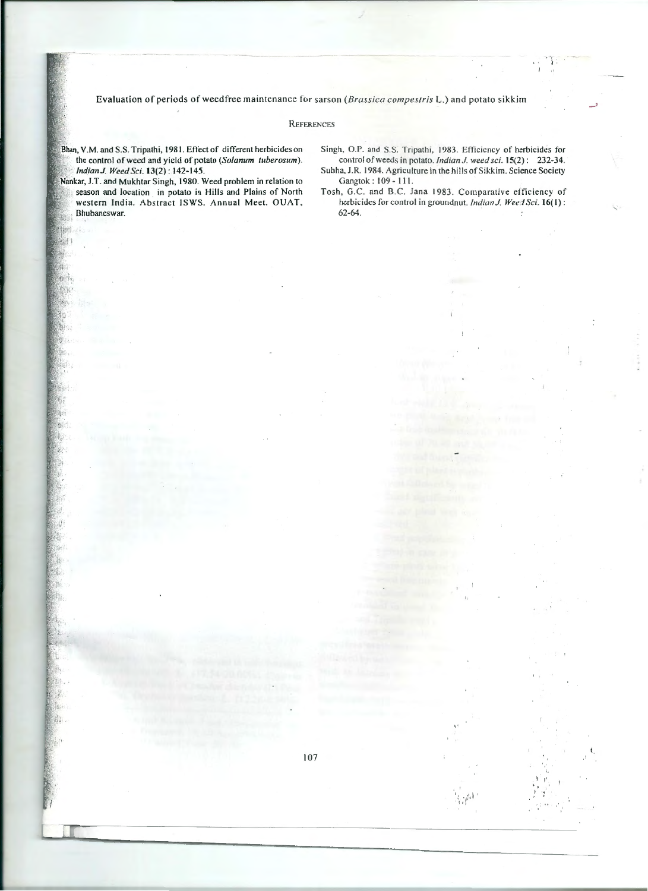## REFERENCES

Bhan, V.M. and S.S. Tripathi, 1981. Effect of different herbicides on the control of weed and yield of potato (*Solanum tuberosum*). *Indian J. Weed Sci.* **13**(2) : 142-145.

Nankar, J.T. and Mukhtar Singh, 1980. Weed problem in relation to season and location in potato in Hills and Plains of North western India. Abstract ISWS. Annual Meet. OUAT, Bhubaneswar.

Singh, O.P. and S.S. Tripathi, 1983. Efficiency of herbicides for control of weeds in potato. *Indian J. weed sci.* **15**(2) : 232-34.

Subha, J.R. 1984. Agriculture in the hills of Sikkim. Science Society Gangtok : 109 - 111.

Tosh, G.C. and B.C. Jana 1983. Comparative efficiency of herbicides for control in groundnut. *Indian J. Weed Sci.* **16**(1) : 62-64.